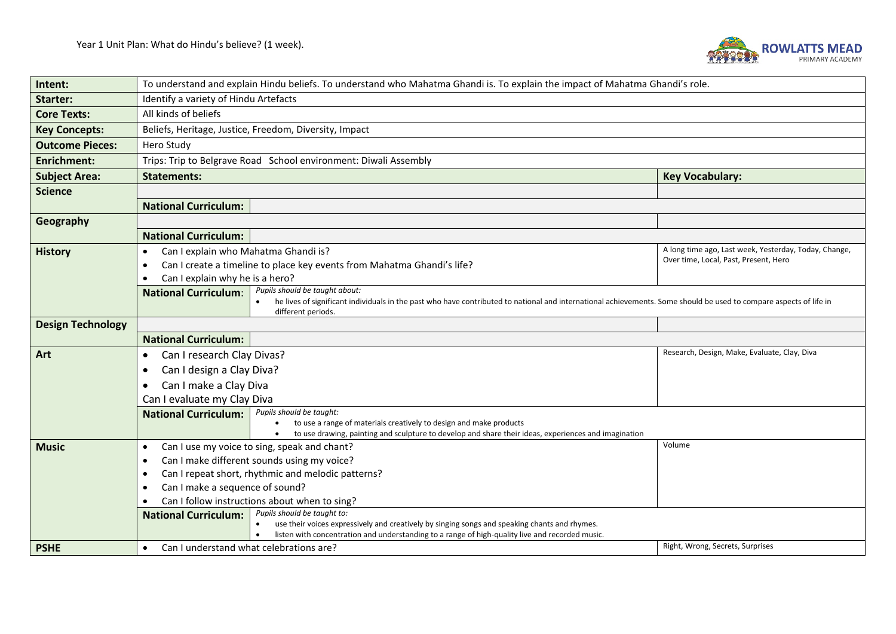Year 1 Unit Plan: What do Hindu's believe? (1 week).

ROWLATTS MEAD PRIMARY ACADEMY

| **Intent:** | To understand and explain Hindu beliefs. To understand who Mahatma Ghandi is. To explain the impact of Mahatma Ghandi's role. | |
|---|---|---|
| **Starter:** | Identify a variety of Hindu Artefacts | |
| **Core Texts:** | All kinds of beliefs | |
| **Key Concepts:** | Beliefs, Heritage, Justice, Freedom, Diversity, Impact | |
| **Outcome Pieces:** | Hero Study | |
| **Enrichment:** | Trips: Trip to Belgrave Road School environment: Diwali Assembly | |
| **Subject Area:** | **Statements:** | **Key Vocabulary:** |
| **Science** | | |
| | **National Curriculum:** | |
| **Geography** | | |
| | **National Curriculum:** | |
| **History** | • Can I explain who Mahatma Ghandi is?<br>• Can I create a timeline to place key events from Mahatma Ghandi's life?<br>• Can I explain why he is a hero? | A long time ago, Last week, Yesterday, Today, Change, Over time, Local, Past, Present, Hero |
| | **National Curriculum:** *Pupils should be taught about:*<br>• he lives of significant individuals in the past who have contributed to national and international achievements. Some should be used to compare aspects of life in different periods. | |
| **Design Technology** | | |
| | **National Curriculum:** | |
| **Art** | • Can I research Clay Divas?<br>• Can I design a Clay Diva?<br>• Can I make a Clay Diva<br>Can I evaluate my Clay Diva | Research, Design, Make, Evaluate, Clay, Diva |
| | **National Curriculum:** *Pupils should be taught:*<br>• to use a range of materials creatively to design and make products<br>• to use drawing, painting and sculpture to develop and share their ideas, experiences and imagination | |
| **Music** | • Can I use my voice to sing, speak and chant?<br>• Can I make different sounds using my voice?<br>• Can I repeat short, rhythmic and melodic patterns?<br>• Can I make a sequence of sound?<br>• Can I follow instructions about when to sing? | Volume |
| | **National Curriculum:** *Pupils should be taught to:*<br>• use their voices expressively and creatively by singing songs and speaking chants and rhymes.<br>• listen with concentration and understanding to a range of high-quality live and recorded music. | |
| **PSHE** | • Can I understand what celebrations are? | Right, Wrong, Secrets, Surprises |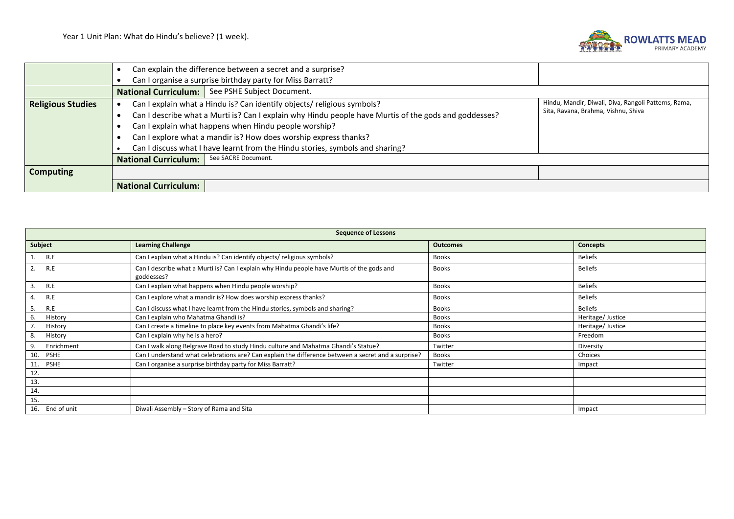Year 1 Unit Plan: What do Hindu's believe? (1 week).

| | | |
|---|---|---|
| | • Can explain the difference between a secret and a surprise?<br>• Can I organise a surprise birthday party for Miss Barratt? | |
| | **National Curriculum:** See PSHE Subject Document. | |
| **Religious Studies** | • Can I explain what a Hindu is? Can identify objects/ religious symbols?<br>• Can I describe what a Murti is? Can I explain why Hindu people have Murtis of the gods and goddesses?<br>• Can I explain what happens when Hindu people worship?<br>• Can I explore what a mandir is? How does worship express thanks?<br>• Can I discuss what I have learnt from the Hindu stories, symbols and sharing? | Hindu, Mandir, Diwali, Diva, Rangoli Patterns, Rama, Sita, Ravana, Brahma, Vishnu, Shiva |
| | **National Curriculum:** See SACRE Document. | |
| **Computing** | | |
| | **National Curriculum:** | |

| Sequence of Lessons | | | |
|---|---|---|---|
| **Subject** | **Learning Challenge** | **Outcomes** | **Concepts** |
| 1. R.E | Can I explain what a Hindu is? Can identify objects/ religious symbols? | Books | Beliefs |
| 2. R.E | Can I describe what a Murti is? Can I explain why Hindu people have Murtis of the gods and goddesses? | Books | Beliefs |
| 3. R.E | Can I explain what happens when Hindu people worship? | Books | Beliefs |
| 4. R.E | Can I explore what a mandir is? How does worship express thanks? | Books | Beliefs |
| 5. R.E | Can I discuss what I have learnt from the Hindu stories, symbols and sharing? | Books | Beliefs |
| 6. History | Can I explain who Mahatma Ghandi is? | Books | Heritage/ Justice |
| 7. History | Can I create a timeline to place key events from Mahatma Ghandi's life? | Books | Heritage/ Justice |
| 8. History | Can I explain why he is a hero? | Books | Freedom |
| 9. Enrichment | Can I walk along Belgrave Road to study Hindu culture and Mahatma Ghandi's Statue? | Twitter | Diversity |
| 10. PSHE | Can I understand what celebrations are? Can explain the difference between a secret and a surprise? | Books | Choices |
| 11. PSHE | Can I organise a surprise birthday party for Miss Barratt? | Twitter | Impact |
| 12. | | | |
| 13. | | | |
| 14. | | | |
| 15. | | | |
| 16. End of unit | Diwali Assembly – Story of Rama and Sita | | Impact |